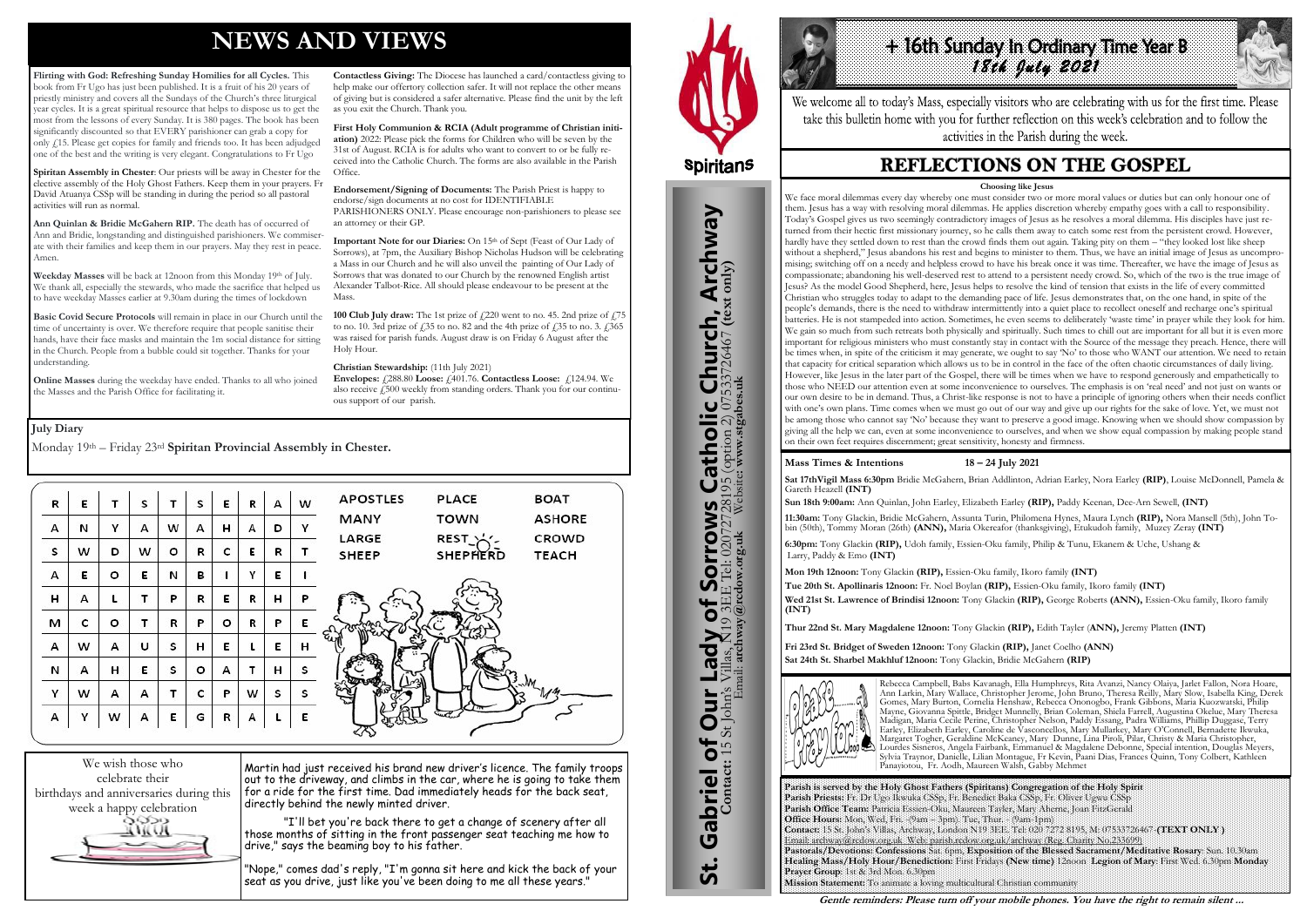# NEWS AND VIEWS

**Flirting with God: Refreshing Sunday Homilies for all Cycles.** This book from Fr Ugo has just been published. It is a fruit of his 20 years of priestly ministry and covers all the Sundays of the Church's three liturgical year cycles. It is a great spiritual resource that helps to dispose us to get the most from the lessons of every Sunday. It is 380 pages. The book has been significantly discounted so that EVERY parishioner can grab a copy for only £15. Please get copies for family and friends too. It has been adjudged one of the best and the writing is very elegant. Congratulations to Fr Ugo

**Spiritan Assembly in Chester**: Our priests will be away in Chester for the elective assembly of the Holy Ghost Fathers. Keep them in your prayers. Fr David Atuanya CSSp will be standing in during the period so all pastoral activities will run as normal.

**Ann Quinlan & Bridie McGahern RIP.** The death has occurred of Ann and Bridie, longstanding and distinguished parishioners. We commiserate with their families and keep them in our prayers. May they rest in peace. Amen.

**Weekday Masses** will be back at 12noon from this Monday 19th of July. We thank all, especially the stewards, who made the sacrifice that helped us to have weekday Masses earlier at 9.30am during the times of lockdown

**Basic Covid Secure Protocols** will remain in place in our Church until the time of uncertainty is over. We therefore require that people sanitise their hands, have their face masks and maintain the 1m social distance for sitting in the Church. People from a bubble could sit together. Thanks for your understanding.

**Online Masses** during the weekday have ended. Thanks to all who joined the Masses and the Parish Office for facilitating it.

**Contactless Giving:** The Diocese has launched a card/contactless giving to help make our offertory collection safer. It will not replace the other means of giving but is considered a safer alternative. Please find the unit by the left as you exit the Church. Thank you.

**First Holy Communion & RCIA (Adult programme of Christian initiation)** 2022: Please pick the forms for Children who will be seven by the 31st of August. RCIA is for adults who want to convert to or be fully received into the Catholic Church. The forms are also available in the Parish Office.

**Endorsement/Signing of Documents:** The Parish Priest is happy to endorse/sign documents at no cost for IDENTIFIABLE PARISHIONERS ONLY. Please encourage non-parishioners to please see an attorney or their GP.

**Important Note for our Diaries:** On 15th of Sept (Feast of Our Lady of Sorrows), at 7pm, the Auxiliary Bishop Nicholas Hudson will be celebrating a Mass in our Church and he will also unveil the painting of Our Lady of Sorrows that was donated to our Church by the renowned English artist Alexander Talbot-Rice. All should please endeavour to be present at the Mass.

**100 Club July draw:** The 1st prize of £220 went to no. 45. 2nd prize of £75 to no. 10. 3rd prize of £35 to no. 82 and the 4th prize of £35 to no. 3. £365 was raised for parish funds. August draw is on Friday 6 August after the Holy Hour.

**Christian Stewardship:** (11th July 2021)
**Envelopes:** £288.80 **Loose:** £401.76. **Contactless Loose:** £124.94. We also receive £500 weekly from standing orders. Thank you for our continuous support of our parish.

**July Diary**

Monday 19th – Friday 23rd **Spiritan Provincial Assembly in Chester.**

| | | | | | | | | | |
|---|---|---|---|---|---|---|---|---|---|
| R | E | T | S | T | S | E | R | A | W |
| A | N | Y | A | W | A | H | A | D | Y |
| S | W | D | W | O | R | C | E | R | T |
| A | E | O | E | N | B | I | Y | E | I |
| H | A | L | T | P | R | E | R | H | P |
| M | C | O | T | R | P | O | R | P | E |
| A | W | A | U | S | H | E | L | E | H |
| N | A | H | E | S | O | A | T | H | S |
| Y | W | A | A | T | C | P | W | S | S |
| A | Y | W | A | E | G | R | A | L | E |

APOSTLES PLACE BOAT
MANY TOWN ASHORE
LARGE REST CROWD
SHEEP SHEPHERD TEACH

We wish those who celebrate their birthdays and anniversaries during this week a happy celebration

Martin had just received his brand new driver's licence. The family troops out to the driveway, and climbs in the car, where he is going to take them for a ride for the first time. Dad immediately heads for the back seat, directly behind the newly minted driver.

"I'll bet you're back there to get a change of scenery after all those months of sitting in the front passenger seat teaching me how to drive," says the beaming boy to his father.

"Nope," comes dad's reply, "I'm gonna sit here and kick the back of your seat as you drive, just like you've been doing to me all these years."

Spiritans

# St. Gabriel of Our Lady of Sorrows Catholic Church, Archway

**Contact:** 15 St John's Villas, N19 3EE Tel: 02072728195 (option 2) 07533726467 (text only)
Email: **archway@rcdow.org.uk** Website: **www.stgabes.uk**

# + 16th Sunday In Ordinary Time Year B
*18th July 2021*

We welcome all to today's Mass, especially visitors who are celebrating with us for the first time. Please take this bulletin home with you for further reflection on this week's celebration and to follow the activities in the Parish during the week.

## REFLECTIONS ON THE GOSPEL

**Choosing like Jesus**

We face moral dilemmas every day whereby one must consider two or more moral values or duties but can only honour one of them. Jesus has a way with resolving moral dilemmas. He applies discretion whereby empathy goes with a call to responsibility. Today's Gospel gives us two seemingly contradictory images of Jesus as he resolves a moral dilemma. His disciples have just returned from their hectic first missionary journey, so he calls them away to catch some rest from the persistent crowd. However, hardly have they settled down to rest than the crowd finds them out again. Taking pity on them – "they looked lost like sheep without a shepherd," Jesus abandons his rest and begins to minister to them. Thus, we have an initial image of Jesus as uncompromising; switching off on a needy and helpless crowd to have his break once it was time. Thereafter, we have the image of Jesus as compassionate; abandoning his well-deserved rest to attend to a persistent needy crowd. So, which of the two is the true image of Jesus? As the model Good Shepherd, here, Jesus helps to resolve the kind of tension that exists in the life of every committed Christian who struggles today to adapt to the demanding pace of life. Jesus demonstrates that, on the one hand, in spite of the people's demands, there is the need to withdraw intermittently into a quiet place to recollect oneself and recharge one's spiritual batteries. He is not stampeded into action. Sometimes, he even seems to deliberately 'waste time' in prayer while they look for him. We gain so much from such retreats both physically and spiritually. Such times to chill out are important for all but it is even more important for religious ministers who must constantly stay in contact with the Source of the message they preach. Hence, there will be times when, in spite of the criticism it may generate, we ought to say 'No' to those who WANT our attention. We need to retain that capacity for critical separation which allows us to be in control in the face of the often chaotic circumstances of daily living. However, like Jesus in the later part of the Gospel, there will be times when we have to respond generously and empathetically to those who NEED our attention even at some inconvenience to ourselves. The emphasis is on 'real need' and not just on wants or our own desire to be in demand. Thus, a Christ-like response is not to have a principle of ignoring others when their needs conflict with one's own plans. Time comes when we must go out of our way and give up our rights for the sake of love. Yet, we must not be among those who cannot say 'No' because they want to preserve a good image. Knowing when we should show compassion by giving all the help we can, even at some inconvenience to ourselves, and when we show equal compassion by making people stand on their own feet requires discernment; great sensitivity, honesty and firmness.

**Mass Times & Intentions 18 – 24 July 2021**

**Sat 17thVigil Mass 6:30pm** Bridie McGahern, Brian Addlinton, Adrian Earley, Nora Earley **(RIP)**, Louise McDonnell, Pamela & Gareth Heazell **(INT)**

**Sun 18th 9:00am:** Ann Quinlan, John Earley, Elizabeth Earley **(RIP),** Paddy Keenan, Dee-Ann Sewell, **(INT)**

**11:30am:** Tony Glackin, Bridie McGahern, Assunta Turin, Philomena Hynes, Maura Lynch **(RIP),** Nora Mansell (5th), John Tobin (50th), Tommy Moran (26th) **(ANN),** Maria Okereafor (thanksgiving), Etukudoh family, Muzey Zeray **(INT)**

**6:30pm:** Tony Glackin **(RIP),** Udoh family, Essien-Oku family, Philip & Tunu, Ekanem & Uche, Ushang & Larry, Paddy & Emo **(INT)**

**Mon 19th 12noon:** Tony Glackin **(RIP),** Essien-Oku family, Ikoro family **(INT)**

**Tue 20th St. Apollinaris 12noon:** Fr. Noel Boylan **(RIP),** Essien-Oku family, Ikoro family **(INT)**

**Wed 21st St. Lawrence of Brindisi 12noon:** Tony Glackin **(RIP),** George Roberts **(ANN),** Essien-Oku family, Ikoro family **(INT)**

**Thur 22nd St. Mary Magdalene 12noon:** Tony Glackin **(RIP),** Edith Tayler **(ANN),** Jeremy Platten **(INT)**

**Fri 23rd St. Bridget of Sweden 12noon:** Tony Glackin **(RIP),** Janet Coelho **(ANN)**

**Sat 24th St. Sharbel Makhluf 12noon:** Tony Glackin, Bridie McGahern **(RIP)**

Please Pray For...

Rebecca Campbell, Babs Kavanagh, Ella Humphreys, Rita Avanzi, Nancy Olaiya, Jarlet Fallon, Nora Hoare, Ann Larkin, Mary Wallace, Christopher Jerome, John Bruno, Theresa Reilly, Mary Slow, Isabella King, Derek Gomes, Mary Burton, Cornelia Henshaw, Rebecca Ononogbo, Frank Gibbons, Maria Kuozwatski, Philip Mayne, Giovanna Spittle, Bridget Munnelly, Brian Coleman, Sheila Farrell, Augustina Okelue, Mary Theresa Madigan, Maria Cecile Perine, Christopher Nelson, Paddy Essang, Padra Williams, Phillip Duggase, Terry Earley, Elizabeth Earley, Caroline de Vasconcellos, Mary Mullarkey, Mary O'Connell, Bernadette Ikwuka, Margaret Togher, Geraldine McKeaney, Mary Dunne, Lina Piroli, Pilar, Christy & Maria Christopher, Lourdes Sisneros, Angela Fairbank, Emmanuel & Magdalene Debonne, Special intention, Douglas Meyers, Sylvia Traynor, Danielle, Lilian Montague, Fr Kevin, Paani Dias, Frances Quinn, Tony Colbert, Kathleen Panayiotou, Fr. Aodh, Maureen Walsh, Gabby Mehmet

**Parish is served by the Holy Ghost Fathers (Spiritans) Congregation of the Holy Spirit**
**Parish Priests:** Fr. Dr Ugo Ikwuka CSSp, Fr. Benedict Baka CSSp, Fr. Oliver Ugwu CSSp
**Parish Office Team:** Patricia Essien-Oku, Maureen Tayler, Mary Aherne, Joan FitzGerald
**Office Hours:** Mon, Wed, Fri. -(9am – 3pm) Tue, Thur. - (9am-1pm)
**Contact:** 15 St. John's Villas, Archway, London N19 3EE. Tel: 020 7272 8195, M: 07533726467 **(TEXT ONLY )**
Email: archway@rcdow.org.uk Web: parish.rcdow.org.uk/archway (Reg. Charity No 233699)
**Pastorals/Devotions: Confessions** Sat. 6pm, **Exposition of the Blessed Sacrament/Meditative Rosary**: Sun. 10.30am
**Healing Mass/Holy Hour/Benediction**: First Fridays **(New time)** 12noon **Legion of Mary**: First Wed. 6.30pm **Monday Prayer Group**: 1st & 3rd Mon. 6.30pm
**Mission Statement:** To animate a loving multicultural Christian community

***Gentle reminders: Please turn off your mobile phones. You have the right to remain silent ...***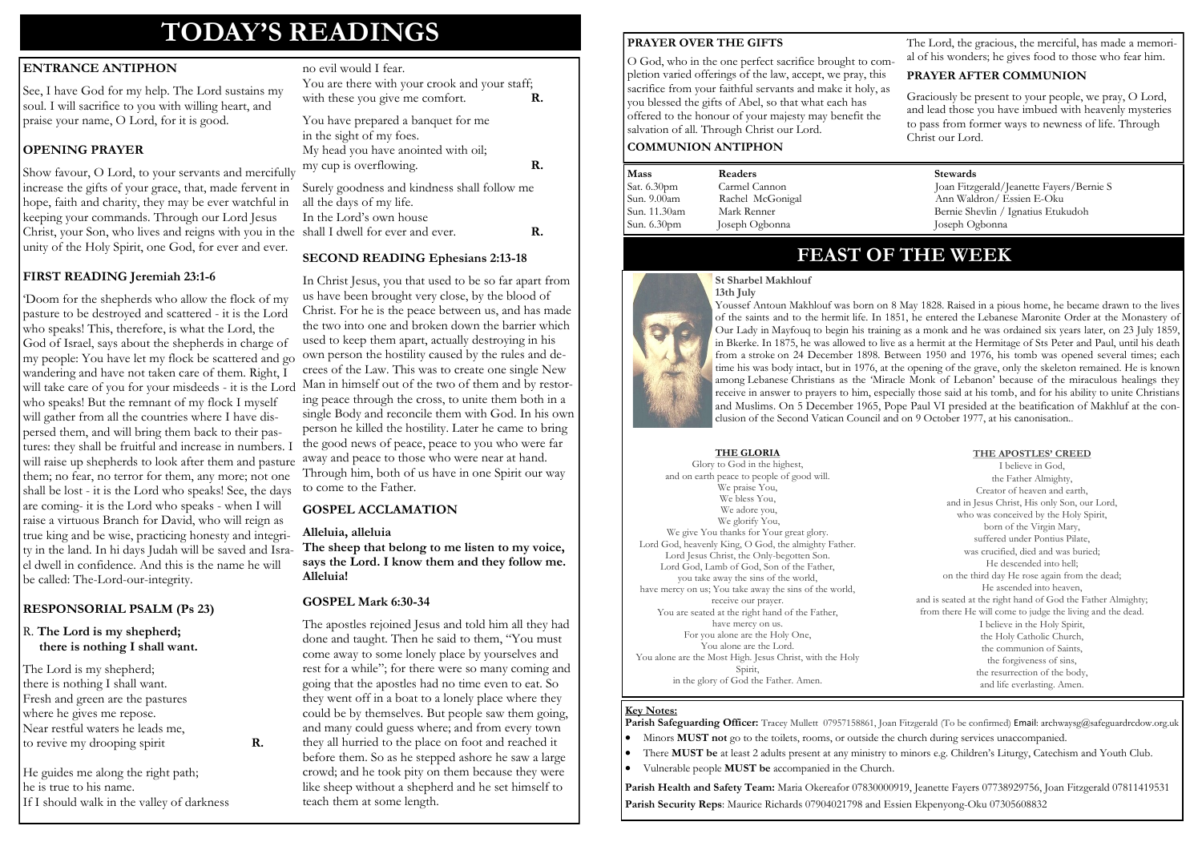# TODAY'S READINGS

## ENTRANCE ANTIPHON

See, I have God for my help. The Lord sustains my soul. I will sacrifice to you with willing heart, and praise your name, O Lord, for it is good.

## OPENING PRAYER

Show favour, O Lord, to your servants and mercifully increase the gifts of your grace, that, made fervent in hope, faith and charity, they may be ever watchful in keeping your commands. Through our Lord Jesus Christ, your Son, who lives and reigns with you in the unity of the Holy Spirit, one God, for ever and ever.

## FIRST READING Jeremiah 23:1-6

'Doom for the shepherds who allow the flock of my pasture to be destroyed and scattered - it is the Lord who speaks! This, therefore, is what the Lord, the God of Israel, says about the shepherds in charge of my people: You have let my flock be scattered and go wandering and have not taken care of them. Right, I will take care of you for your misdeeds - it is the Lord who speaks! But the remnant of my flock I myself will gather from all the countries where I have dispersed them, and will bring them back to their pastures: they shall be fruitful and increase in numbers. I will raise up shepherds to look after them and pasture them; no fear, no terror for them, any more; not one shall be lost - it is the Lord who speaks! See, the days are coming- it is the Lord who speaks - when I will raise a virtuous Branch for David, who will reign as true king and be wise, practicing honesty and integrity in the land. In hi days Judah will be saved and Israel dwell in confidence. And this is the name he will be called: The-Lord-our-integrity.

## RESPONSORIAL PSALM (Ps 23)

R. **The Lord is my shepherd;  
there is nothing I shall want.**

The Lord is my shepherd;  
there is nothing I shall want.  
Fresh and green are the pastures  
where he gives me repose.  
Near restful waters he leads me,  
to revive my drooping spirit **R.**

He guides me along the right path;  
he is true to his name.  
If I should walk in the valley of darkness  
no evil would I fear.  
You are there with your crook and your staff;  
with these you give me comfort. **R.**

You have prepared a banquet for me  
in the sight of my foes.  
My head you have anointed with oil;  
my cup is overflowing. **R.**

Surely goodness and kindness shall follow me  
all the days of my life.  
In the Lord's own house  
shall I dwell for ever and ever. **R.**

## SECOND READING Ephesians 2:13-18

In Christ Jesus, you that used to be so far apart from us have been brought very close, by the blood of Christ. For he is the peace between us, and has made the two into one and broken down the barrier which used to keep them apart, actually destroying in his own person the hostility caused by the rules and decrees of the Law. This was to create one single New Man in himself out of the two of them and by restoring peace through the cross, to unite them both in a single Body and reconcile them with God. In his own person he killed the hostility. Later he came to bring the good news of peace, peace to you who were far away and peace to those who were near at hand. Through him, both of us have in one Spirit our way to come to the Father.

## GOSPEL ACCLAMATION

**Alleluia, alleluia**  
**The sheep that belong to me listen to my voice, says the Lord. I know them and they follow me. Alleluia!**

## GOSPEL Mark 6:30-34

The apostles rejoined Jesus and told him all they had done and taught. Then he said to them, "You must come away to some lonely place by yourselves and rest for a while"; for there were so many coming and going that the apostles had no time even to eat. So they went off in a boat to a lonely place where they could be by themselves. But people saw them going, and many could guess where; and from every town they all hurried to the place on foot and reached it before them. So as he stepped ashore he saw a large crowd; and he took pity on them because they were like sheep without a shepherd and he set himself to teach them at some length.

## PRAYER OVER THE GIFTS

O God, who in the one perfect sacrifice brought to completion varied offerings of the law, accept, we pray, this sacrifice from your faithful servants and make it holy, as you blessed the gifts of Abel, so that what each has offered to the honour of your majesty may benefit the salvation of all. Through Christ our Lord.

## COMMUNION ANTIPHON

The Lord, the gracious, the merciful, has made a memorial of his wonders; he gives food to those who fear him.

## PRAYER AFTER COMMUNION

Graciously be present to your people, we pray, O Lord, and lead those you have imbued with heavenly mysteries to pass from former ways to newness of life. Through Christ our Lord.

| Mass | Readers | Stewards |
|---|---|---|
| Sat. 6.30pm | Carmel Cannon | Joan Fitzgerald/Jeanette Fayers/Bernie S |
| Sun. 9.00am | Rachel McGonigal | Ann Waldron/ Essien E-Oku |
| Sun. 11.30am | Mark Renner | Bernie Shevlin / Ignatius Etukudoh |
| Sun. 6.30pm | Joseph Ogbonna | Joseph Ogbonna |

# FEAST OF THE WEEK

**St Sharbel Makhlouf**  
**13th July**

Youssef Antoun Makhlouf was born on 8 May 1828. Raised in a pious home, he became drawn to the lives of the saints and to the hermit life. In 1851, he entered the Lebanese Maronite Order at the Monastery of Our Lady in Mayfouq to begin his training as a monk and he was ordained six years later, on 23 July 1859, in Bkerke. In 1875, he was allowed to live as a hermit at the Hermitage of Sts Peter and Paul, until his death from a stroke on 24 December 1898. Between 1950 and 1976, his tomb was opened several times; each time his was body intact, but in 1976, at the opening of the grave, only the skeleton remained. He is known among Lebanese Christians as the 'Miracle Monk of Lebanon' because of the miraculous healings they receive in answer to prayers to him, especially those said at his tomb, and for his ability to unite Christians and Muslims. On 5 December 1965, Pope Paul VI presided at the beatification of Makhluf at the conclusion of the Second Vatican Council and on 9 October 1977, at his canonisation..

**THE GLORIA**

Glory to God in the highest,  
and on earth peace to people of good will.  
We praise You,  
We bless You,  
We adore you,  
We glorify You,  
We give You thanks for Your great glory.  
Lord God, heavenly King, O God, the almighty Father.  
Lord Jesus Christ, the Only-begotten Son.  
Lord God, Lamb of God, Son of the Father,  
you take away the sins of the world,  
have mercy on us; You take away the sins of the world,  
receive our prayer.  
You are seated at the right hand of the Father,  
have mercy on us.  
For you alone are the Holy One,  
You alone are the Lord.  
You alone are the Most High. Jesus Christ, with the Holy Spirit,  
in the glory of God the Father. Amen.

**THE APOSTLES' CREED**

I believe in God,  
the Father Almighty,  
Creator of heaven and earth,  
and in Jesus Christ, His only Son, our Lord,  
who was conceived by the Holy Spirit,  
born of the Virgin Mary,  
suffered under Pontius Pilate,  
was crucified, died and was buried;  
He descended into hell;  
on the third day He rose again from the dead;  
He ascended into heaven,  
and is seated at the right hand of God the Father Almighty;  
from there He will come to judge the living and the dead.  
I believe in the Holy Spirit,  
the Holy Catholic Church,  
the communion of Saints,  
the forgiveness of sins,  
the resurrection of the body,  
and life everlasting. Amen.

**Key Notes:**

**Parish Safeguarding Officer:** Tracey Mullett 07957158861, Joan Fitzgerald (To be confirmed) Email: archwaysg@safeguardrcdow.org.uk

- Minors **MUST not** go to the toilets, rooms, or outside the church during services unaccompanied.
- There **MUST be** at least 2 adults present at any ministry to minors e.g. Children's Liturgy, Catechism and Youth Club.
- Vulnerable people **MUST be** accompanied in the Church.

**Parish Health and Safety Team:** Maria Okereafor 07830000919, Jeanette Fayers 07738929756, Joan Fitzgerald 07811419531

**Parish Security Reps**: Maurice Richards 07904021798 and Essien Ekpenyong-Oku 07305608832